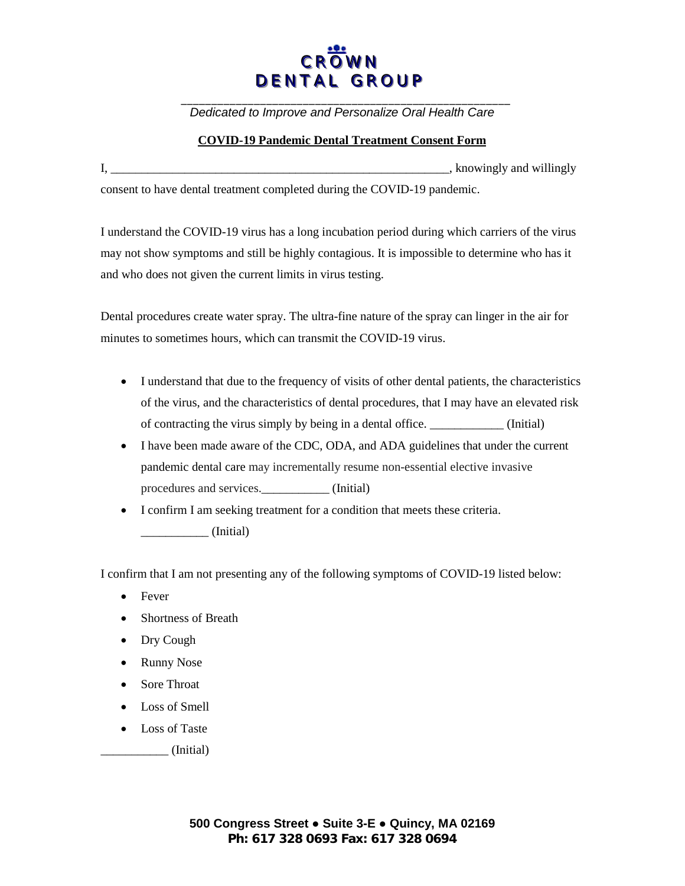# CROWN DENTAL GROUP

*Dedicated to Improve and Personalize Oral Health Care*

## COVID-19 Pandemic Dental Treatment Consent Form

I, ________________________________________________________, knowingly and willingly consent to have dental treatment completed during the COVID-19 pandemic.

I understand the COVID-19 virus has a long incubation period during which carriers of the virus may not show symptoms and still be highly contagious. It is impossible to determine who has it and who does not given the current limits in virus testing.

Dental procedures create water spray. The ultra-fine nature of the spray can linger in the air for minutes to sometimes hours, which can transmit the COVID-19 virus.

- I understand that due to the frequency of visits of other dental patients, the characteristics of the virus, and the characteristics of dental procedures, that I may have an elevated risk of contracting the virus simply by being in a dental office. ____________ (Initial)
- I have been made aware of the CDC, ODA, and ADA guidelines that under the current pandemic dental care may incrementally resume non-essential elective invasive procedures and services.___________ (Initial)
- I confirm I am seeking treatment for a condition that meets these criteria. ___________ (Initial)

I confirm that I am not presenting any of the following symptoms of COVID-19 listed below:

- Fever
- Shortness of Breath
- Dry Cough
- Runny Nose
- Sore Throat
- Loss of Smell
- Loss of Taste

___________ (Initial)

**500 Congress Street ● Suite 3-E ● Quincy, MA 02169**
**Ph: 617 328 0693 Fax: 617 328 0694**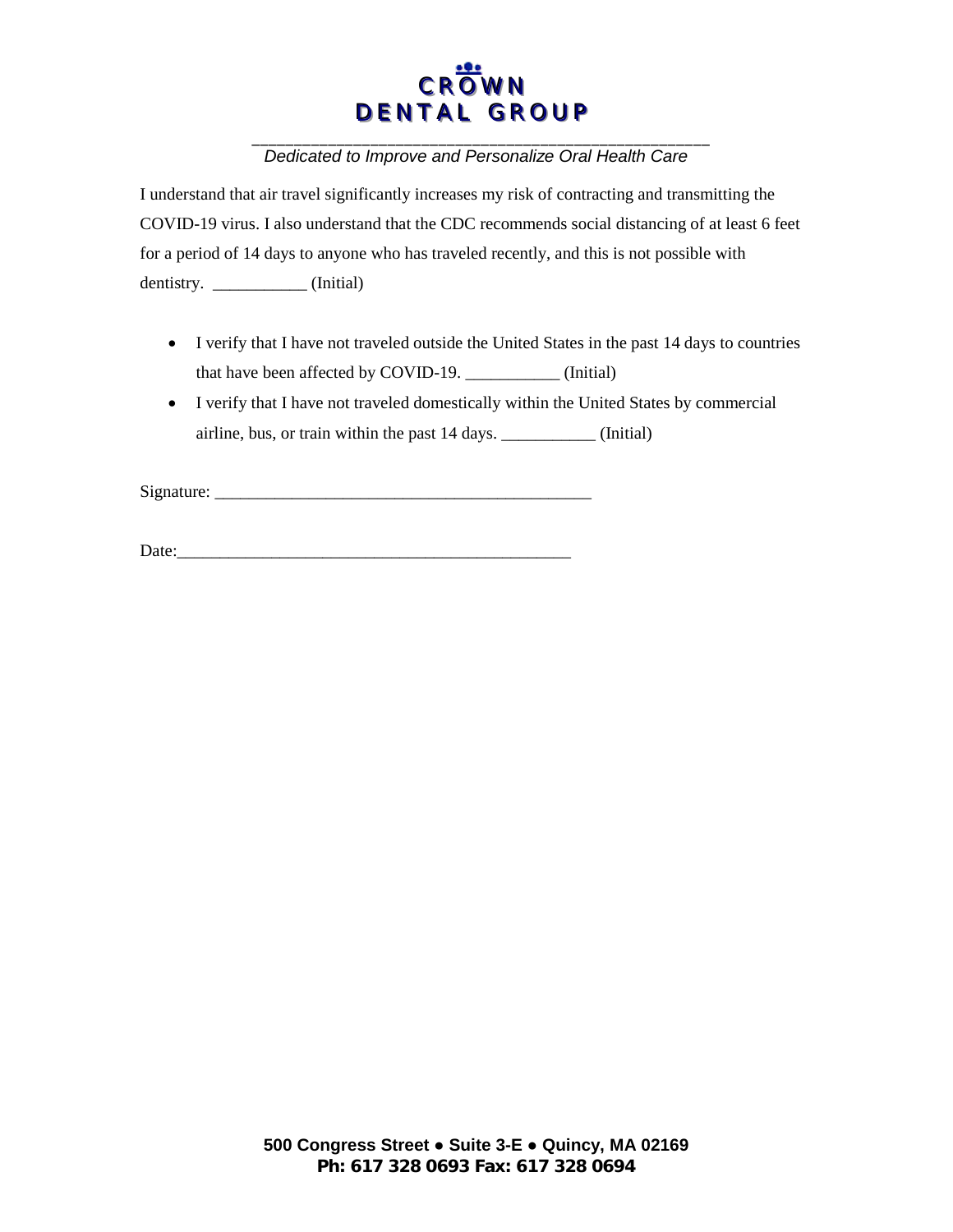# CROWN DENTAL GROUP

*Dedicated to Improve and Personalize Oral Health Care*

I understand that air travel significantly increases my risk of contracting and transmitting the COVID-19 virus. I also understand that the CDC recommends social distancing of at least 6 feet for a period of 14 days to anyone who has traveled recently, and this is not possible with dentistry. ___________ (Initial)

- I verify that I have not traveled outside the United States in the past 14 days to countries that have been affected by COVID-19. ___________ (Initial)
- I verify that I have not traveled domestically within the United States by commercial airline, bus, or train within the past 14 days. ___________ (Initial)

Signature: ____________________________________________

Date:______________________________________________

**500 Congress Street ● Suite 3-E ● Quincy, MA 02169**
**Ph: 617 328 0693 Fax: 617 328 0694**